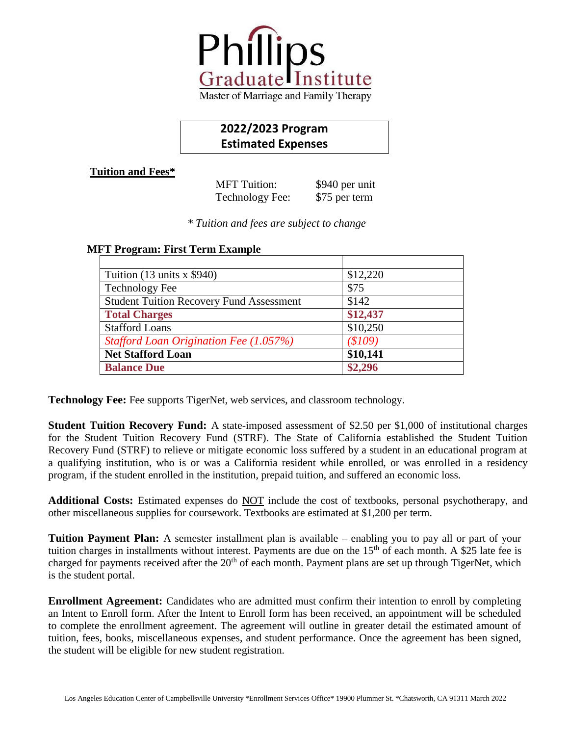Phillips Graduate Institute

Master of Marriage and Family Therapy

## 2022/2023 Program Estimated Expenses

**Tuition and Fees***

| | |
|---|---|
| MFT Tuition: | $940 per unit |
| Technology Fee: | $75 per term |

*\* Tuition and fees are subject to change*

**MFT Program: First Term Example**

| | |
|---|---|
| Tuition (13 units x $940) | $12,220 |
| Technology Fee | $75 |
| Student Tuition Recovery Fund Assessment | $142 |
| **Total Charges** | **$12,437** |
| Stafford Loans | $10,250 |
| *Stafford Loan Origination Fee (1.057%)* | *($109)* |
| **Net Stafford Loan** | **$10,141** |
| **Balance Due** | **$2,296** |

**Technology Fee:** Fee supports TigerNet, web services, and classroom technology.

**Student Tuition Recovery Fund:** A state-imposed assessment of $2.50 per $1,000 of institutional charges for the Student Tuition Recovery Fund (STRF). The State of California established the Student Tuition Recovery Fund (STRF) to relieve or mitigate economic loss suffered by a student in an educational program at a qualifying institution, who is or was a California resident while enrolled, or was enrolled in a residency program, if the student enrolled in the institution, prepaid tuition, and suffered an economic loss.

**Additional Costs:** Estimated expenses do NOT include the cost of textbooks, personal psychotherapy, and other miscellaneous supplies for coursework. Textbooks are estimated at $1,200 per term.

**Tuition Payment Plan:** A semester installment plan is available – enabling you to pay all or part of your tuition charges in installments without interest. Payments are due on the 15th of each month. A $25 late fee is charged for payments received after the 20th of each month. Payment plans are set up through TigerNet, which is the student portal.

**Enrollment Agreement:** Candidates who are admitted must confirm their intention to enroll by completing an Intent to Enroll form. After the Intent to Enroll form has been received, an appointment will be scheduled to complete the enrollment agreement. The agreement will outline in greater detail the estimated amount of tuition, fees, books, miscellaneous expenses, and student performance. Once the agreement has been signed, the student will be eligible for new student registration.

Los Angeles Education Center of Campbellsville University *Enrollment Services Office* 19900 Plummer St. *Chatsworth, CA 91311 March 2022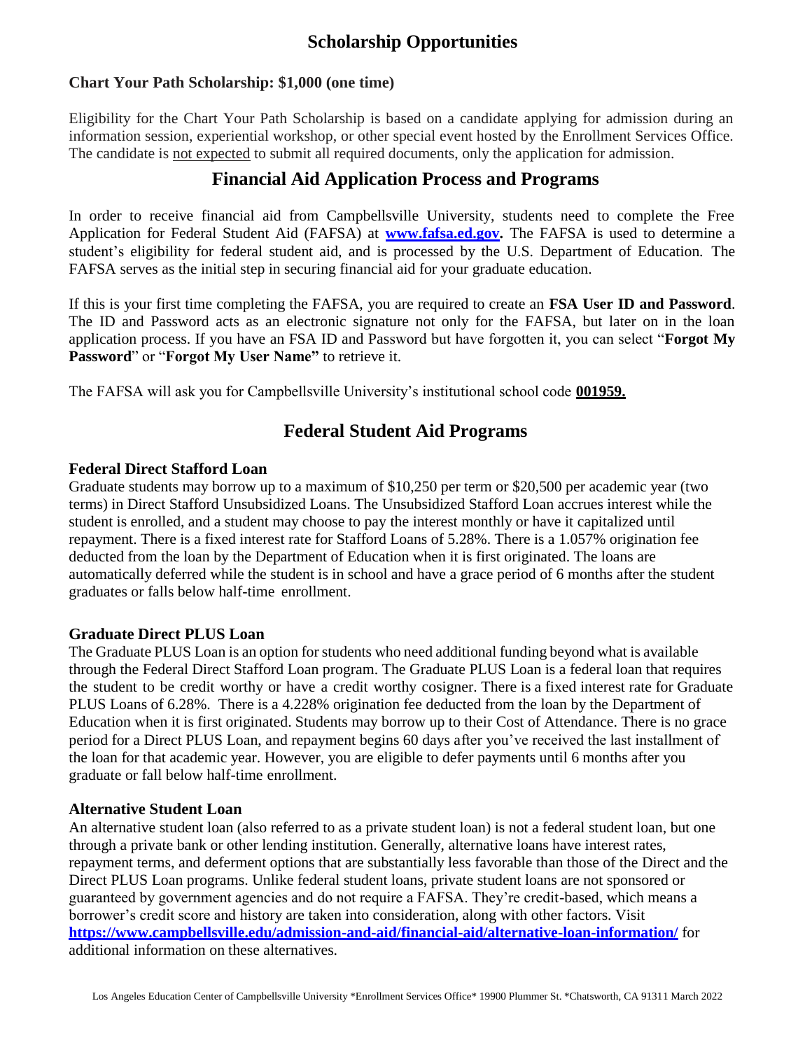# Scholarship Opportunities

### Chart Your Path Scholarship: $1,000 (one time)

Eligibility for the Chart Your Path Scholarship is based on a candidate applying for admission during an information session, experiential workshop, or other special event hosted by the Enrollment Services Office. The candidate is not expected to submit all required documents, only the application for admission.

## Financial Aid Application Process and Programs

In order to receive financial aid from Campbellsville University, students need to complete the Free Application for Federal Student Aid (FAFSA) at **www.fafsa.ed.gov.** The FAFSA is used to determine a student's eligibility for federal student aid, and is processed by the U.S. Department of Education. The FAFSA serves as the initial step in securing financial aid for your graduate education.

If this is your first time completing the FAFSA, you are required to create an **FSA User ID and Password**. The ID and Password acts as an electronic signature not only for the FAFSA, but later on in the loan application process. If you have an FSA ID and Password but have forgotten it, you can select "**Forgot My Password**" or "**Forgot My User Name"** to retrieve it.

The FAFSA will ask you for Campbellsville University's institutional school code **001959.**

## Federal Student Aid Programs

### Federal Direct Stafford Loan

Graduate students may borrow up to a maximum of $10,250 per term or $20,500 per academic year (two terms) in Direct Stafford Unsubsidized Loans. The Unsubsidized Stafford Loan accrues interest while the student is enrolled, and a student may choose to pay the interest monthly or have it capitalized until repayment. There is a fixed interest rate for Stafford Loans of 5.28%. There is a 1.057% origination fee deducted from the loan by the Department of Education when it is first originated. The loans are automatically deferred while the student is in school and have a grace period of 6 months after the student graduates or falls below half-time enrollment.

### Graduate Direct PLUS Loan

The Graduate PLUS Loan is an option for students who need additional funding beyond what is available through the Federal Direct Stafford Loan program. The Graduate PLUS Loan is a federal loan that requires the student to be credit worthy or have a credit worthy cosigner. There is a fixed interest rate for Graduate PLUS Loans of 6.28%. There is a 4.228% origination fee deducted from the loan by the Department of Education when it is first originated. Students may borrow up to their Cost of Attendance. There is no grace period for a Direct PLUS Loan, and repayment begins 60 days after you've received the last installment of the loan for that academic year. However, you are eligible to defer payments until 6 months after you graduate or fall below half-time enrollment.

### Alternative Student Loan

An alternative student loan (also referred to as a private student loan) is not a federal student loan, but one through a private bank or other lending institution. Generally, alternative loans have interest rates, repayment terms, and deferment options that are substantially less favorable than those of the Direct and the Direct PLUS Loan programs. Unlike federal student loans, private student loans are not sponsored or guaranteed by government agencies and do not require a FAFSA. They're credit-based, which means a borrower's credit score and history are taken into consideration, along with other factors. Visit **https://www.campbellsville.edu/admission-and-aid/financial-aid/alternative-loan-information/** for additional information on these alternatives.